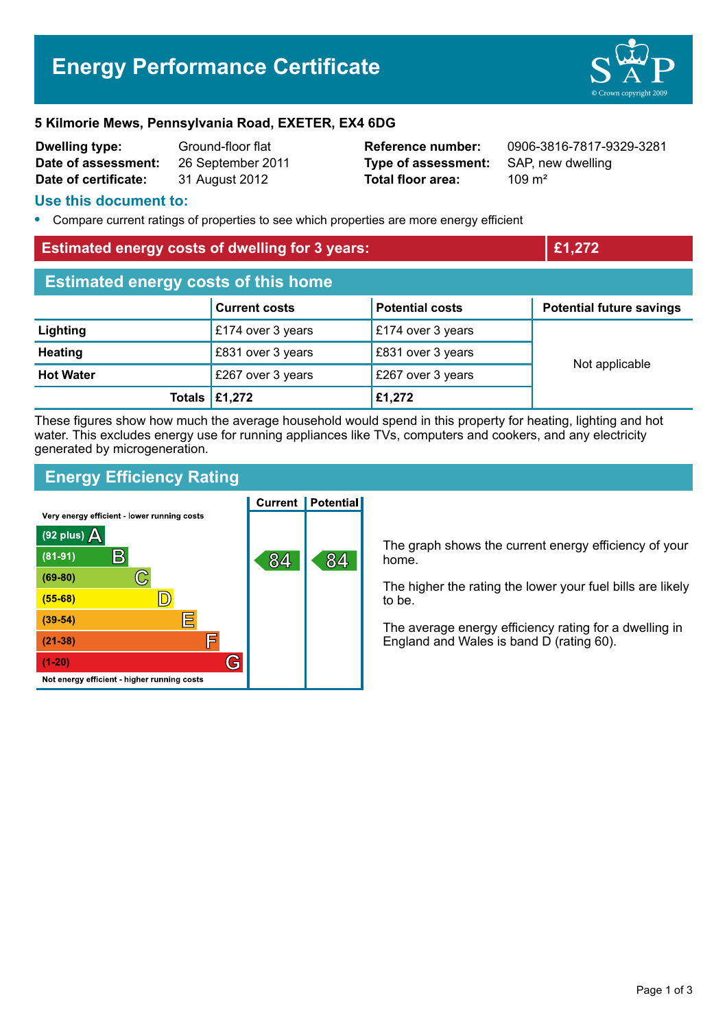# Energy Performance Certificate

**5 Kilmorie Mews, Pennsylvania Road, EXETER, EX4 6DG**

| | | | |
|---|---|---|---|
| **Dwelling type:** | Ground-floor flat | **Reference number:** | 0906-3816-7817-9329-3281 |
| **Date of assessment:** | 26 September 2011 | **Type of assessment:** | SAP, new dwelling |
| **Date of certificate:** | 31 August 2012 | **Total floor area:** | 109 m² |

## Use this document to:

- Compare current ratings of properties to see which properties are more energy efficient

## Estimated energy costs of dwelling for 3 years: £1,272

## Estimated energy costs of this home

| | Current costs | Potential costs | Potential future savings |
|---|---|---|---|
| **Lighting** | £174 over 3 years | £174 over 3 years | Not applicable |
| **Heating** | £831 over 3 years | £831 over 3 years | |
| **Hot Water** | £267 over 3 years | £267 over 3 years | |
| **Totals** | **£1,272** | **£1,272** | |

These figures show how much the average household would spend in this property for heating, lighting and hot water. This excludes energy use for running appliances like TVs, computers and cookers, and any electricity generated by microgeneration.

## Energy Efficiency Rating

| Rating band | Current | Potential |
|---|---|---|
| Very energy efficient - lower running costs | | |
| (92 plus) A | | |
| (81-91) B | 84 | 84 |
| (69-80) C | | |
| (55-68) D | | |
| (39-54) E | | |
| (21-38) F | | |
| (1-20) G | | |
| Not energy efficient - higher running costs | | |

The graph shows the current energy efficiency of your home.

The higher the rating the lower your fuel bills are likely to be.

The average energy efficiency rating for a dwelling in England and Wales is band D (rating 60).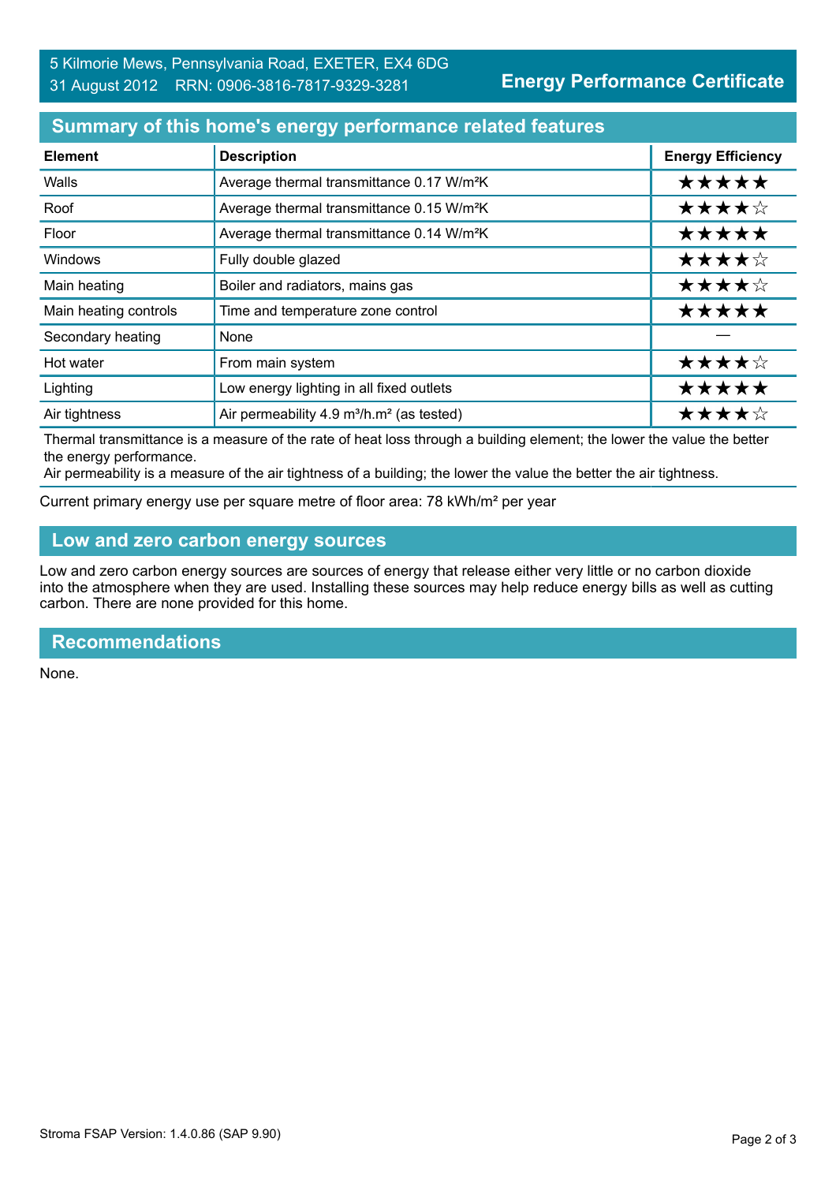5 Kilmorie Mews, Pennsylvania Road, EXETER, EX4 6DG
31 August 2012 RRN: 0906-3816-7817-9329-3281

**Energy Performance Certificate**

## Summary of this home's energy performance related features

| Element | Description | Energy Efficiency |
|---|---|---|
| Walls | Average thermal transmittance 0.17 W/m²K | ★★★★★ |
| Roof | Average thermal transmittance 0.15 W/m²K | ★★★★☆ |
| Floor | Average thermal transmittance 0.14 W/m²K | ★★★★★ |
| Windows | Fully double glazed | ★★★★☆ |
| Main heating | Boiler and radiators, mains gas | ★★★★☆ |
| Main heating controls | Time and temperature zone control | ★★★★★ |
| Secondary heating | None | — |
| Hot water | From main system | ★★★★☆ |
| Lighting | Low energy lighting in all fixed outlets | ★★★★★ |
| Air tightness | Air permeability 4.9 m³/h.m² (as tested) | ★★★★☆ |

Thermal transmittance is a measure of the rate of heat loss through a building element; the lower the value the better the energy performance.
Air permeability is a measure of the air tightness of a building; the lower the value the better the air tightness.

Current primary energy use per square metre of floor area: 78 kWh/m² per year

## Low and zero carbon energy sources

Low and zero carbon energy sources are sources of energy that release either very little or no carbon dioxide into the atmosphere when they are used. Installing these sources may help reduce energy bills as well as cutting carbon. There are none provided for this home.

## Recommendations

None.

Stroma FSAP Version: 1.4.0.86 (SAP 9.90)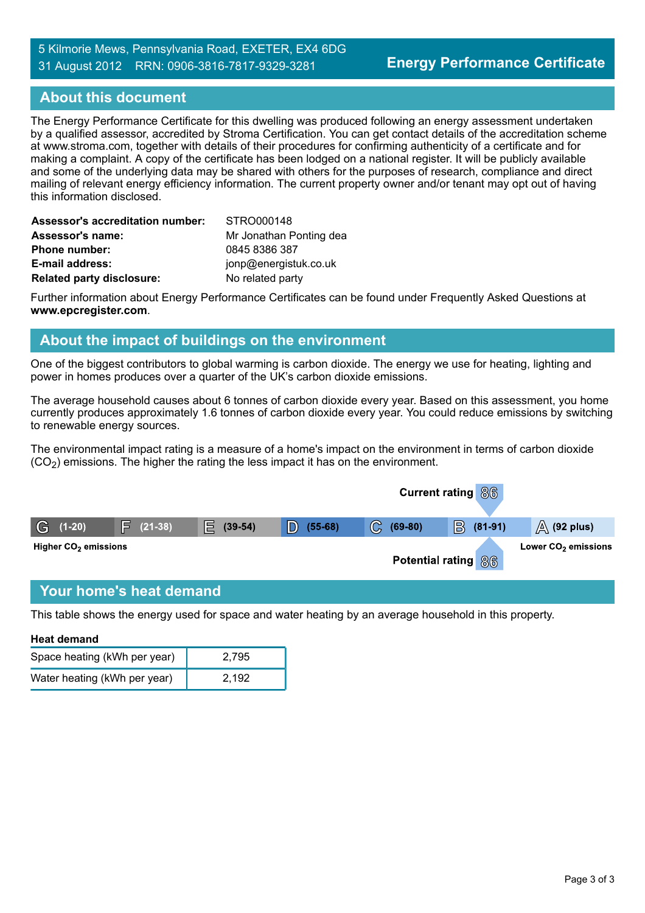5 Kilmorie Mews, Pennsylvania Road, EXETER, EX4 6DG
31 August 2012 RRN: 0906-3816-7817-9329-3281

**Energy Performance Certificate**

## About this document

The Energy Performance Certificate for this dwelling was produced following an energy assessment undertaken by a qualified assessor, accredited by Stroma Certification. You can get contact details of the accreditation scheme at www.stroma.com, together with details of their procedures for confirming authenticity of a certificate and for making a complaint. A copy of the certificate has been lodged on a national register. It will be publicly available and some of the underlying data may be shared with others for the purposes of research, compliance and direct mailing of relevant energy efficiency information. The current property owner and/or tenant may opt out of having this information disclosed.

| | |
|---|---|
| **Assessor's accreditation number:** | STRO000148 |
| **Assessor's name:** | Mr Jonathan Ponting dea |
| **Phone number:** | 0845 8386 387 |
| **E-mail address:** | jonp@energistuk.co.uk |
| **Related party disclosure:** | No related party |

Further information about Energy Performance Certificates can be found under Frequently Asked Questions at **www.epcregister.com**.

## About the impact of buildings on the environment

One of the biggest contributors to global warming is carbon dioxide. The energy we use for heating, lighting and power in homes produces over a quarter of the UK's carbon dioxide emissions.

The average household causes about 6 tonnes of carbon dioxide every year. Based on this assessment, you home currently produces approximately 1.6 tonnes of carbon dioxide every year. You could reduce emissions by switching to renewable energy sources.

The environmental impact rating is a measure of a home's impact on the environment in terms of carbon dioxide ($CO_2$) emissions. The higher the rating the less impact it has on the environment.

Current rating 86

G (1-20)
F (21-38)
E (39-54)
D (55-68)
C (69-80)
B (81-91)
A (92 plus)

Higher $CO_2$ emissions
Lower $CO_2$ emissions

Potential rating 86

## Your home's heat demand

This table shows the energy used for space and water heating by an average household in this property.

**Heat demand**

| | |
|---|---|
| Space heating (kWh per year) | 2,795 |
| Water heating (kWh per year) | 2,192 |